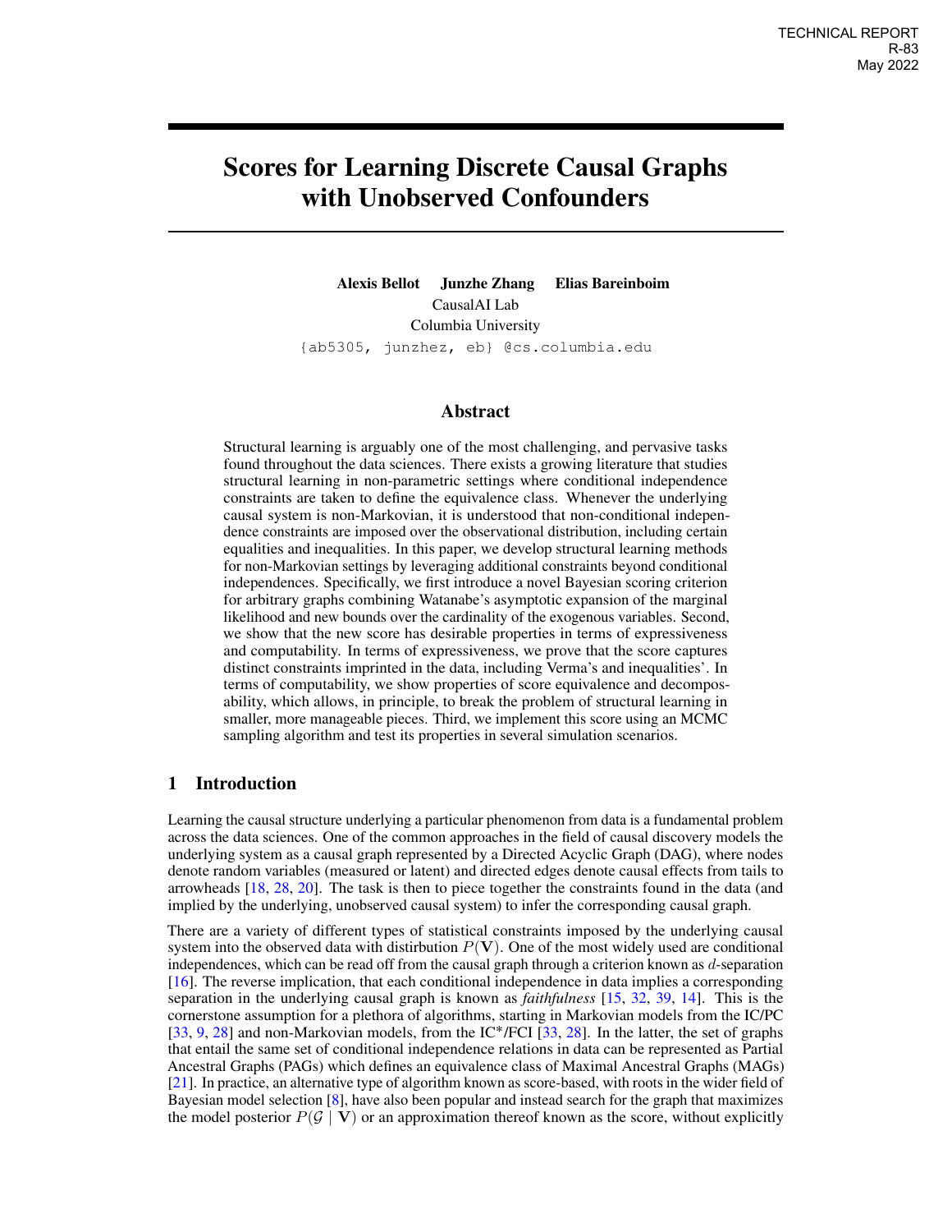TECHNICAL REPORT
R-83
May 2022

# Scores for Learning Discrete Causal Graphs with Unobserved Confounders

**Alexis Bellot Junzhe Zhang Elias Bareinboim**
CausalAI Lab
Columbia University
{ab5305, junzhez, eb} @cs.columbia.edu

## Abstract

Structural learning is arguably one of the most challenging, and pervasive tasks found throughout the data sciences. There exists a growing literature that studies structural learning in non-parametric settings where conditional independence constraints are taken to define the equivalence class. Whenever the underlying causal system is non-Markovian, it is understood that non-conditional independence constraints are imposed over the observational distribution, including certain equalities and inequalities. In this paper, we develop structural learning methods for non-Markovian settings by leveraging additional constraints beyond conditional independences. Specifically, we first introduce a novel Bayesian scoring criterion for arbitrary graphs combining Watanabe's asymptotic expansion of the marginal likelihood and new bounds over the cardinality of the exogenous variables. Second, we show that the new score has desirable properties in terms of expressiveness and computability. In terms of expressiveness, we prove that the score captures distinct constraints imprinted in the data, including Verma's and inequalities'. In terms of computability, we show properties of score equivalence and decomposability, which allows, in principle, to break the problem of structural learning in smaller, more manageable pieces. Third, we implement this score using an MCMC sampling algorithm and test its properties in several simulation scenarios.

## 1 Introduction

Learning the causal structure underlying a particular phenomenon from data is a fundamental problem across the data sciences. One of the common approaches in the field of causal discovery models the underlying system as a causal graph represented by a Directed Acyclic Graph (DAG), where nodes denote random variables (measured or latent) and directed edges denote causal effects from tails to arrowheads [18, 28, 20]. The task is then to piece together the constraints found in the data (and implied by the underlying, unobserved causal system) to infer the corresponding causal graph.

There are a variety of different types of statistical constraints imposed by the underlying causal system into the observed data with distribution $P(\mathbf{V})$. One of the most widely used are conditional independences, which can be read off from the causal graph through a criterion known as $d$-separation [16]. The reverse implication, that each conditional independence in data implies a corresponding separation in the underlying causal graph is known as *faithfulness* [15, 32, 39, 14]. This is the cornerstone assumption for a plethora of algorithms, starting in Markovian models from the IC/PC [33, 9, 28] and non-Markovian models, from the IC*/FCI [33, 28]. In the latter, the set of graphs that entail the same set of conditional independence relations in data can be represented as Partial Ancestral Graphs (PAGs) which defines an equivalence class of Maximal Ancestral Graphs (MAGs) [21]. In practice, an alternative type of algorithm known as score-based, with roots in the wider field of Bayesian model selection [8], have also been popular and instead search for the graph that maximizes the model posterior $P(\mathcal{G} \mid \mathbf{V})$ or an approximation thereof known as the score, without explicitly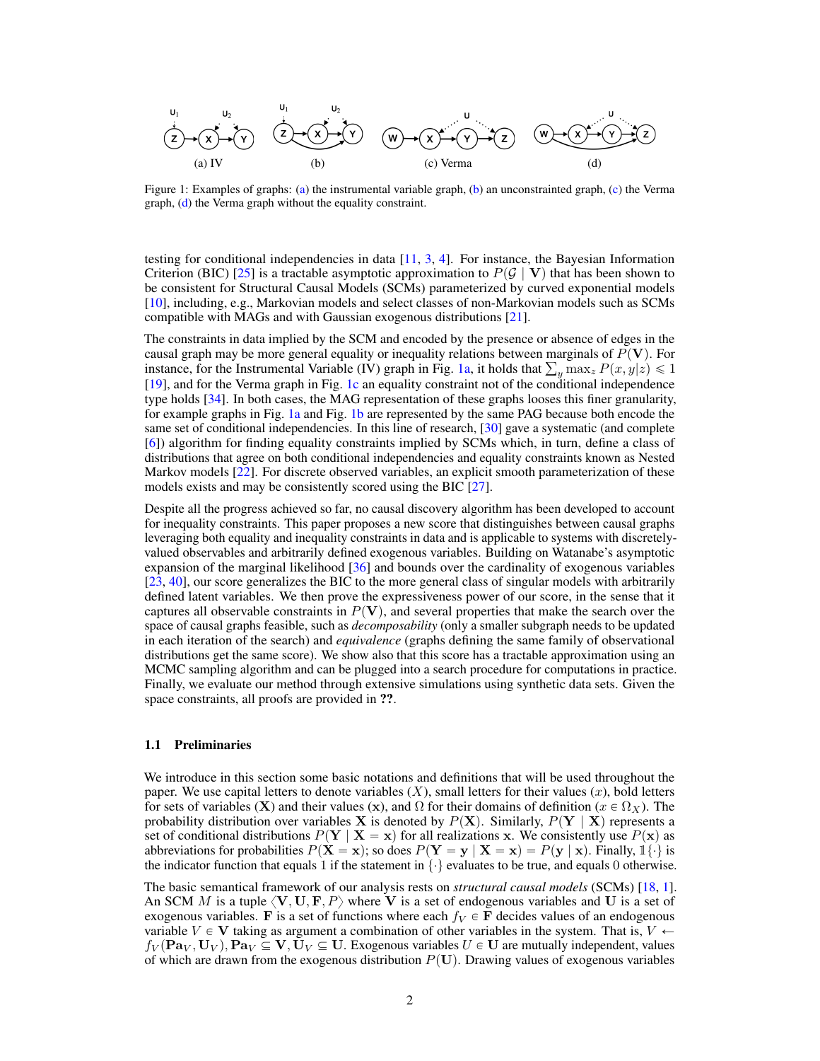Figure 1: Examples of graphs: (a) the instrumental variable graph, (b) an unconstrainted graph, (c) the Verma graph, (d) the Verma graph without the equality constraint.

testing for conditional independencies in data [11, 3, 4]. For instance, the Bayesian Information Criterion (BIC) [25] is a tractable asymptotic approximation to $P(\mathcal{G} \mid \mathbf{V})$ that has been shown to be consistent for Structural Causal Models (SCMs) parameterized by curved exponential models [10], including, e.g., Markovian models and select classes of non-Markovian models such as SCMs compatible with MAGs and with Gaussian exogenous distributions [21].

The constraints in data implied by the SCM and encoded by the presence or absence of edges in the causal graph may be more general equality or inequality relations between marginals of $P(\mathbf{V})$. For instance, for the Instrumental Variable (IV) graph in Fig. 1a, it holds that $\sum_y \max_z P(x, y|z) \leqslant 1$ [19], and for the Verma graph in Fig. 1c an equality constraint not of the conditional independence type holds [34]. In both cases, the MAG representation of these graphs looses this finer granularity, for example graphs in Fig. 1a and Fig. 1b are represented by the same PAG because both encode the same set of conditional independences. In this line of research, [30] gave a systematic (and complete [6]) algorithm for finding equality constraints implied by SCMs which, in turn, define a class of distributions that agree on both conditional independencies and equality constraints known as Nested Markov models [22]. For discrete observed variables, an explicit smooth parameterization of these models exists and may be consistently scored using the BIC [27].

Despite all the progress achieved so far, no causal discovery algorithm has been developed to account for inequality constraints. This paper proposes a new score that distinguishes between causal graphs leveraging both equality and inequality constraints in data and is applicable to systems with discretely-valued observables and arbitrarily defined exogenous variables. Building on Watanabe's asymptotic expansion of the marginal likelihood [36] and bounds over the cardinality of exogenous variables [23, 40], our score generalizes the BIC to the more general class of singular models with arbitrarily defined latent variables. We then prove the expressiveness power of our score, in the sense that it captures all observable constraints in $P(\mathbf{V})$, and several properties that make the search over the space of causal graphs feasible, such as *decomposability* (only a smaller subgraph needs to be updated in each iteration of the search) and *equivalence* (graphs defining the same family of observational distributions get the same score). We show also that this score has a tractable approximation using an MCMC sampling algorithm and can be plugged into a search procedure for computations in practice. Finally, we evaluate our method through extensive simulations using synthetic data sets. Given the space constraints, all proofs are provided in **??**.

### 1.1 Preliminaries

We introduce in this section some basic notations and definitions that will be used throughout the paper. We use capital letters to denote variables ($X$), small letters for their values ($x$), bold letters for sets of variables ($\mathbf{X}$) and their values ($\mathbf{x}$), and $\Omega$ for their domains of definition ($x \in \Omega_X$). The probability distribution over variables $\mathbf{X}$ is denoted by $P(\mathbf{X})$. Similarly, $P(\mathbf{Y} \mid \mathbf{X})$ represents a set of conditional distributions $P(\mathbf{Y} \mid \mathbf{X} = \mathbf{x})$ for all realizations $\mathbf{x}$. We consistently use $P(\mathbf{x})$ as abbreviations for probabilities $P(\mathbf{X} = \mathbf{x})$; so does $P(\mathbf{Y} = \mathbf{y} \mid \mathbf{X} = \mathbf{x}) = P(\mathbf{y} \mid \mathbf{x})$. Finally, $\mathbb{1}\{\cdot\}$ is the indicator function that equals 1 if the statement in $\{\cdot\}$ evaluates to be true, and equals 0 otherwise.

The basic semantical framework of our analysis rests on *structural causal models* (SCMs) [18, 1]. An SCM $M$ is a tuple $\langle \mathbf{V}, \mathbf{U}, \mathbf{F}, P \rangle$ where $\mathbf{V}$ is a set of endogenous variables and $\mathbf{U}$ is a set of exogenous variables. $\mathbf{F}$ is a set of functions where each $f_V \in \mathbf{F}$ decides values of an endogenous variable $V \in \mathbf{V}$ taking as argument a combination of other variables in the system. That is, $V \leftarrow f_V(\mathbf{Pa}_V, \mathbf{U}_V), \mathbf{Pa}_V \subseteq \mathbf{V}, \mathbf{U}_V \subseteq \mathbf{U}$. Exogenous variables $U \in \mathbf{U}$ are mutually independent, values of which are drawn from the exogenous distribution $P(\mathbf{U})$. Drawing values of exogenous variables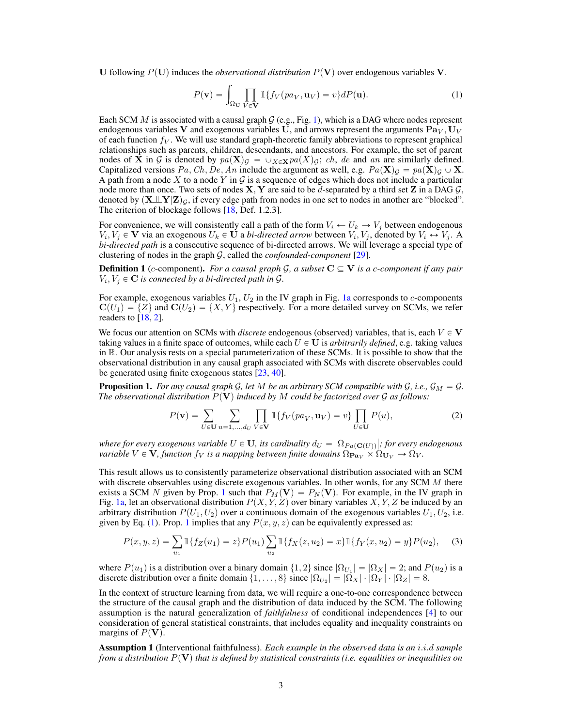$\mathbf{U}$ following $P(\mathbf{U})$ induces the *observational distribution* $P(\mathbf{V})$ over endogenous variables $\mathbf{V}$.

$$P(\mathbf{v}) = \int_{\Omega_{\mathbf{U}}} \prod_{V \in \mathbf{V}} \mathbb{1}\{f_V(pa_V, \mathbf{u}_V) = v\} dP(\mathbf{u}). \tag{1}$$

Each SCM $M$ is associated with a causal graph $\mathcal{G}$ (e.g., Fig. 1), which is a DAG where nodes represent endogenous variables $\mathbf{V}$ and exogenous variables $\mathbf{U}$, and arrows represent the arguments $\mathbf{Pa}_V, \mathbf{U}_V$ of each function $f_V$. We will use standard graph-theoretic family abbreviations to represent graphical relationships such as parents, children, descendants, and ancestors. For example, the set of parent nodes of $\mathbf{X}$ in $\mathcal{G}$ is denoted by $pa(\mathbf{X})_{\mathcal{G}} = \cup_{X \in \mathbf{X}} pa(X)_{\mathcal{G}}$; $ch$, $de$ and $an$ are similarly defined. Capitalized versions $Pa, Ch, De, An$ include the argument as well, e.g. $Pa(\mathbf{X})_{\mathcal{G}} = pa(\mathbf{X})_{\mathcal{G}} \cup \mathbf{X}$. A path from a node $X$ to a node $Y$ in $\mathcal{G}$ is a sequence of edges which does not include a particular node more than once. Two sets of nodes $\mathbf{X}, \mathbf{Y}$ are said to be $d$-separated by a third set $\mathbf{Z}$ in a DAG $\mathcal{G}$, denoted by $(\mathbf{X} \perp\!\!\!\perp \mathbf{Y} | \mathbf{Z})_{\mathcal{G}}$, if every edge path from nodes in one set to nodes in another are "blocked". The criterion of blockage follows [18, Def. 1.2.3].

For convenience, we will consistently call a path of the form $V_i \leftarrow U_k \rightarrow V_j$ between endogenous $V_i, V_j \in \mathbf{V}$ via an exogenous $U_k \in \mathbf{U}$ a *bi-directed arrow* between $V_i, V_j$, denoted by $V_i \leftrightarrow V_j$. A *bi-directed path* is a consecutive sequence of bi-directed arrows. We will leverage a special type of clustering of nodes in the graph $\mathcal{G}$, called the *confounded-component* [29].

**Definition 1** ($c$-component). *For a causal graph $\mathcal{G}$, a subset $\mathbf{C} \subseteq \mathbf{V}$ is a c-component if any pair $V_i, V_j \in \mathbf{C}$ is connected by a bi-directed path in $\mathcal{G}$.*

For example, exogenous variables $U_1, U_2$ in the IV graph in Fig. 1a corresponds to $c$-components $\mathbf{C}(U_1) = \{Z\}$ and $\mathbf{C}(U_2) = \{X, Y\}$ respectively. For a more detailed survey on SCMs, we refer readers to [18, 2].

We focus our attention on SCMs with *discrete* endogenous (observed) variables, that is, each $V \in \mathbf{V}$ taking values in a finite space of outcomes, while each $U \in \mathbf{U}$ is *arbitrarily defined*, e.g. taking values in $\mathbb{R}$. Our analysis rests on a special parameterization of these SCMs. It is possible to show that the observational distribution in any causal graph associated with SCMs with discrete observables could be generated using finite exogenous states [23, 40].

**Proposition 1.** *For any causal graph $\mathcal{G}$, let $M$ be an arbitrary SCM compatible with $\mathcal{G}$, i.e., $\mathcal{G}_M = \mathcal{G}$. The observational distribution $P(\mathbf{V})$ induced by $M$ could be factorized over $\mathcal{G}$ as follows:*

$$P(\mathbf{v}) = \sum_{U \in \mathbf{U}} \sum_{u=1,\dots,d_U} \prod_{V \in \mathbf{V}} \mathbb{1}\{f_V(pa_V, \mathbf{u}_V) = v\} \prod_{U \in \mathbf{U}} P(u), \tag{2}$$

*where for every exogenous variable $U \in \mathbf{U}$, its cardinality $d_U = \left|\Omega_{Pa(\mathbf{C}(U))}\right|$; for every endogenous variable $V \in \mathbf{V}$, function $f_V$ is a mapping between finite domains $\Omega_{\mathbf{Pa}_V} \times \Omega_{\mathbf{U}_V} \mapsto \Omega_V$.*

This result allows us to consistently parameterize observational distribution associated with an SCM with discrete observables using discrete exogenous variables. In other words, for any SCM $M$ there exists a SCM $N$ given by Prop. 1 such that $P_M(\mathbf{V}) = P_N(\mathbf{V})$. For example, in the IV graph in Fig. 1a, let an observational distribution $P(X, Y, Z)$ over binary variables $X, Y, Z$ be induced by an arbitrary distribution $P(U_1, U_2)$ over a continuous domain of the exogenous variables $U_1, U_2$, i.e. given by Eq. (1). Prop. 1 implies that any $P(x, y, z)$ can be equivalently expressed as:

$$P(x, y, z) = \sum_{u_1} \mathbb{1}\{f_Z(u_1) = z\} P(u_1) \sum_{u_2} \mathbb{1}\{f_X(z, u_2) = x\} \mathbb{1}\{f_Y(x, u_2) = y\} P(u_2), \tag{3}$$

where $P(u_1)$ is a distribution over a binary domain $\{1, 2\}$ since $|\Omega_{U_1}| = |\Omega_X| = 2$; and $P(u_2)$ is a discrete distribution over a finite domain $\{1, \dots, 8\}$ since $|\Omega_{U_2}| = |\Omega_X| \cdot |\Omega_Y| \cdot |\Omega_Z| = 8$.

In the context of structure learning from data, we will require a one-to-one correspondence between the structure of the causal graph and the distribution of data induced by the SCM. The following assumption is the natural generalization of *faithfulness* of conditional independences [4] to our consideration of general statistical constraints, that includes equality and inequality constraints on margins of $P(\mathbf{V})$.

**Assumption 1** (Interventional faithfulness). *Each example in the observed data is an i.i.d sample from a distribution $P(\mathbf{V})$ that is defined by statistical constraints (i.e. equalities or inequalities on*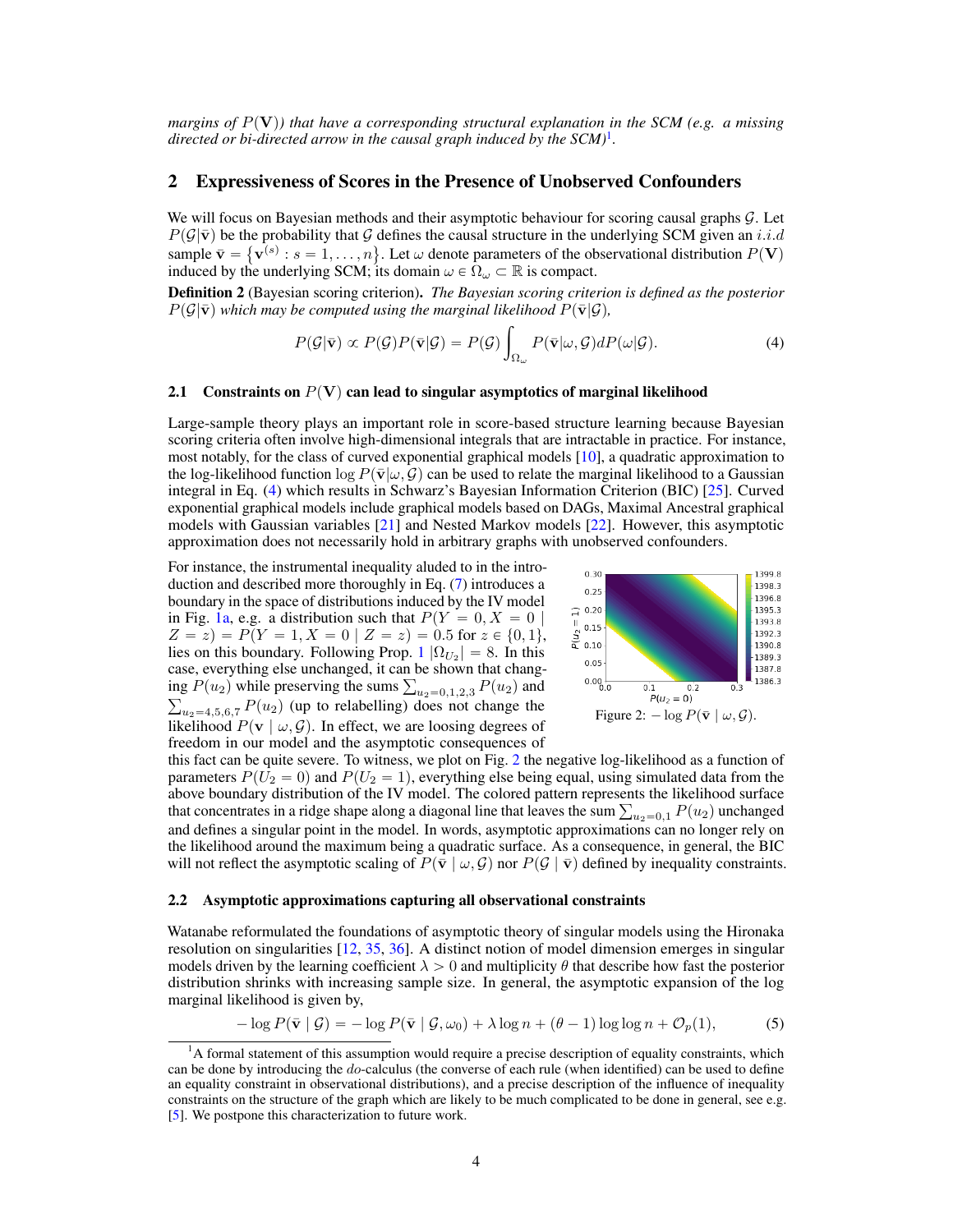*margins of $P(\mathbf{V})$) that have a corresponding structural explanation in the SCM (e.g. a missing directed or bi-directed arrow in the causal graph induced by the SCM)*[1].

## 2 Expressiveness of Scores in the Presence of Unobserved Confounders

We will focus on Bayesian methods and their asymptotic behaviour for scoring causal graphs $\mathcal{G}$. Let $P(\mathcal{G}|\bar{\mathbf{v}})$ be the probability that $\mathcal{G}$ defines the causal structure in the underlying SCM given an *i.i.d* sample $\bar{\mathbf{v}} = \{\mathbf{v}^{(s)} : s = 1, \dots, n\}$. Let $\omega$ denote parameters of the observational distribution $P(\mathbf{V})$ induced by the underlying SCM; its domain $\omega \in \Omega_\omega \subset \mathbb{R}$ is compact.

**Definition 2** (Bayesian scoring criterion). *The Bayesian scoring criterion is defined as the posterior $P(\mathcal{G}|\bar{\mathbf{v}})$ which may be computed using the marginal likelihood $P(\bar{\mathbf{v}}|\mathcal{G})$,*

$$P(\mathcal{G}|\bar{\mathbf{v}}) \propto P(\mathcal{G})P(\bar{\mathbf{v}}|\mathcal{G}) = P(\mathcal{G}) \int_{\Omega_\omega} P(\bar{\mathbf{v}}|\omega, \mathcal{G}) dP(\omega|\mathcal{G}). \tag{4}$$

### 2.1 Constraints on $P(\mathbf{V})$ can lead to singular asymptotics of marginal likelihood

Large-sample theory plays an important role in score-based structure learning because Bayesian scoring criteria often involve high-dimensional integrals that are intractable in practice. For instance, most notably, for the class of curved exponential graphical models [10], a quadratic approximation to the log-likelihood function $\log P(\bar{\mathbf{v}}|\omega, \mathcal{G})$ can be used to relate the marginal likelihood to a Gaussian integral in Eq. (4) which results in Schwarz's Bayesian Information Criterion (BIC) [25]. Curved exponential graphical models include graphical models based on DAGs, Maximal Ancestral graphical models with Gaussian variables [21] and Nested Markov models [22]. However, this asymptotic approximation does not necessarily hold in arbitrary graphs with unobserved confounders.

For instance, the instrumental inequality aluded to in the introduction and described more thoroughly in Eq. (7) introduces a boundary in the space of distributions induced by the IV model in Fig. 1a, e.g. a distribution such that $P(Y = 0, X = 0 \mid Z = z) = P(Y = 1, X = 0 \mid Z = z) = 0.5$ for $z \in \{0, 1\}$, lies on this boundary. Following Prop. 1 $|\Omega_{U_2}| = 8$. In this case, everything else unchanged, it can be shown that changing $P(u_2)$ while preserving the sums $\sum_{u_2=0,1,2,3} P(u_2)$ and $\sum_{u_2=4,5,6,7} P(u_2)$ (up to relabelling) does not change the likelihood $P(\mathbf{v} \mid \omega, \mathcal{G})$. In effect, we are loosing degrees of freedom in our model and the asymptotic consequences of this fact can be quite severe. To witness, we plot on Fig. 2 the negative log-likelihood as a function of parameters $P(U_2 = 0)$ and $P(U_2 = 1)$, everything else being equal, using simulated data from the above boundary distribution of the IV model. The colored pattern represents the likelihood surface that concentrates in a ridge shape along a diagonal line that leaves the sum $\sum_{u_2=0,1} P(u_2)$ unchanged and defines a singular point in the model. In words, asymptotic approximations can no longer rely on the likelihood around the maximum being a quadratic surface. As a consequence, in general, the BIC will not reflect the asymptotic scaling of $P(\bar{\mathbf{v}} \mid \omega, \mathcal{G})$ nor $P(\mathcal{G} \mid \bar{\mathbf{v}})$ defined by inequality constraints.

Figure 2: $-\log P(\bar{\mathbf{v}} \mid \omega, \mathcal{G})$.

### 2.2 Asymptotic approximations capturing all observational constraints

Watanabe reformulated the foundations of asymptotic theory of singular models using the Hironaka resolution on singularities [12, 35, 36]. A distinct notion of model dimension emerges in singular models driven by the learning coefficient $\lambda > 0$ and multiplicity $\theta$ that describe how fast the posterior distribution shrinks with increasing sample size. In general, the asymptotic expansion of the log marginal likelihood is given by,

$$-\log P(\bar{\mathbf{v}} \mid \mathcal{G}) = -\log P(\bar{\mathbf{v}} \mid \mathcal{G}, \omega_0) + \lambda \log n + (\theta - 1) \log \log n + \mathcal{O}_p(1), \tag{5}$$

[1] A formal statement of this assumption would require a precise description of equality constraints, which can be done by introducing the *do*-calculus (the converse of each rule (when identified) can be used to define an equality constraint in observational distributions), and a precise description of the influence of inequality constraints on the structure of the graph which are likely to be much complicated to be done in general, see e.g. [5]. We postpone this characterization to future work.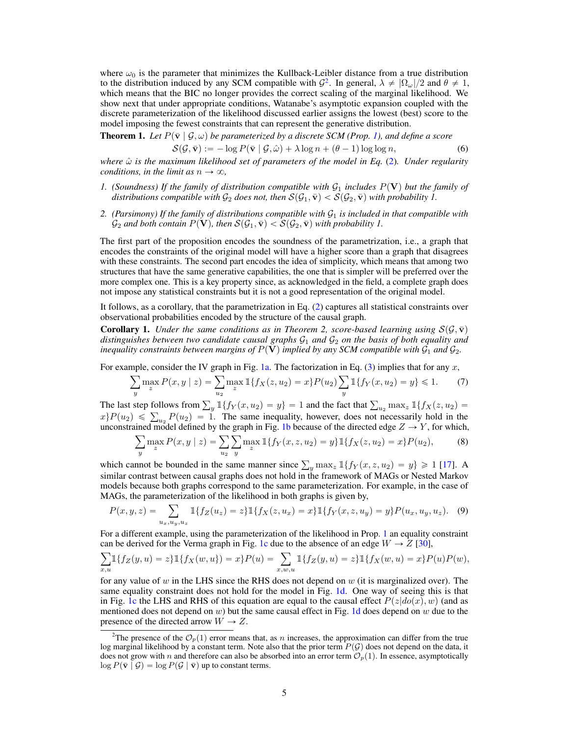where $\omega_0$ is the parameter that minimizes the Kullback-Leibler distance from a true distribution to the distribution induced by any SCM compatible with $\mathcal{G}$[2]. In general, $\lambda \neq |\Omega_\omega|/2$ and $\theta \neq 1$, which means that the BIC no longer provides the correct scaling of the marginal likelihood. We show next that under appropriate conditions, Watanabe's asymptotic expansion coupled with the discrete parameterization of the likelihood discussed earlier assigns the lowest (best) score to the model imposing the fewest constraints that can represent the generative distribution.

**Theorem 1.** *Let $P(\bar{\mathbf{v}} \mid \mathcal{G}, \omega)$ be parameterized by a discrete SCM (Prop. 1), and define a score*

$$\mathcal{S}(\mathcal{G}, \bar{\mathbf{v}}) := -\log P(\bar{\mathbf{v}} \mid \mathcal{G}, \hat{\omega}) + \lambda \log n + (\theta - 1) \log \log n, \tag{6}$$

*where $\hat{\omega}$ is the maximum likelihood set of parameters of the model in Eq. (2). Under regularity conditions, in the limit as $n \to \infty$,*

1. *(Soundness) If the family of distribution compatible with $\mathcal{G}_1$ includes $P(\mathbf{V})$ but the family of distributions compatible with $\mathcal{G}_2$ does not, then $\mathcal{S}(\mathcal{G}_1, \bar{\mathbf{v}}) < \mathcal{S}(\mathcal{G}_2, \bar{\mathbf{v}})$ with probability 1.*

2. *(Parsimony) If the family of distributions compatible with $\mathcal{G}_1$ is included in that compatible with $\mathcal{G}_2$ and both contain $P(\mathbf{V})$, then $\mathcal{S}(\mathcal{G}_1, \bar{\mathbf{v}}) < \mathcal{S}(\mathcal{G}_2, \bar{\mathbf{v}})$ with probability 1.*

The first part of the proposition encodes the soundness of the parametrization, i.e., a graph that encodes the constraints of the original model will have a higher score than a graph that disagrees with these constraints. The second part encodes the idea of simplicity, which means that among two structures that have the same generative capabilities, the one that is simpler will be preferred over the more complex one. This is a key property since, as acknowledged in the field, a complete graph does not impose any statistical constraints but it is not a good representation of the original model.

It follows, as a corollary, that the parametrization in Eq. (2) captures all statistical constraints over observational probabilities encoded by the structure of the causal graph.

**Corollary 1.** *Under the same conditions as in Theorem 2, score-based learning using $\mathcal{S}(\mathcal{G}, \bar{\mathbf{v}})$ distinguishes between two candidate causal graphs $\mathcal{G}_1$ and $\mathcal{G}_2$ on the basis of both equality and inequality constraints between margins of $P(\mathbf{V})$ implied by any SCM compatible with $\mathcal{G}_1$ and $\mathcal{G}_2$.*

For example, consider the IV graph in Fig. 1a. The factorization in Eq. (3) implies that for any $x$,

$$\sum_y \max_z P(x, y \mid z) = \sum_{u_2} \max_z \mathbb{1}\{f_X(z, u_2) = x\} P(u_2) \sum_y \mathbb{1}\{f_Y(x, u_2) = y\} \leqslant 1. \tag{7}$$

The last step follows from $\sum_y \mathbb{1}\{f_Y(x, u_2) = y\} = 1$ and the fact that $\sum_{u_2} \max_z \mathbb{1}\{f_X(z, u_2) = x\} P(u_2) \leqslant \sum_{u_2} P(u_2) = 1$. The same inequality, however, does not necessarily hold in the unconstrained model defined by the graph in Fig. 1b because of the directed edge $Z \to Y$, for which,

$$\sum_y \max_z P(x, y \mid z) = \sum_{u_2} \sum_y \max_z \mathbb{1}\{f_Y(x, z, u_2) = y\} \mathbb{1}\{f_X(z, u_2) = x\} P(u_2), \tag{8}$$

which cannot be bounded in the same manner since $\sum_y \max_z \mathbb{1}\{f_Y(x, z, u_2) = y\} \geqslant 1$ [17]. A similar contrast between causal graphs does not hold in the framework of MAGs or Nested Markov models because both graphs correspond to the same parameterization. For example, in the case of MAGs, the parameterization of the likelihood in both graphs is given by,

$$P(x, y, z) = \sum_{u_x, u_y, u_z} \mathbb{1}\{f_Z(u_z) = z\} \mathbb{1}\{f_X(z, u_x) = x\} \mathbb{1}\{f_Y(x, z, u_y) = y\} P(u_x, u_y, u_z). \tag{9}$$

For a different example, using the parameterization of the likelihood in Prop. 1 an equality constraint can be derived for the Verma graph in Fig. 1c due to the absence of an edge $W \to Z$ [30],

$$\sum_{x,u} \mathbb{1}\{f_Z(y, u) = z\} \mathbb{1}\{f_X(w, u\}) = x\} P(u) = \sum_{x,w,u} \mathbb{1}\{f_Z(y, u) = z\} \mathbb{1}\{f_X(w, u) = x\} P(u) P(w),$$

for any value of $w$ in the LHS since the RHS does not depend on $w$ (it is marginalized over). The same equality constraint does not hold for the model in Fig. 1d. One way of seeing this is that in Fig. 1c the LHS and RHS of this equation are equal to the causal effect $P(z|do(x), w)$ (and as mentioned does not depend on $w$) but the same causal effect in Fig. 1d does depend on $w$ due to the presence of the directed arrow $W \to Z$.

[2] The presence of the $\mathcal{O}_p(1)$ error means that, as $n$ increases, the approximation can differ from the true log marginal likelihood by a constant term. Note also that the prior term $P(\mathcal{G})$ does not depend on the data, it does not grow with $n$ and therefore can also be absorbed into an error term $\mathcal{O}_p(1)$. In essence, asymptotically $\log P(\bar{\mathbf{v}} \mid \mathcal{G}) = \log P(\mathcal{G} \mid \bar{\mathbf{v}})$ up to constant terms.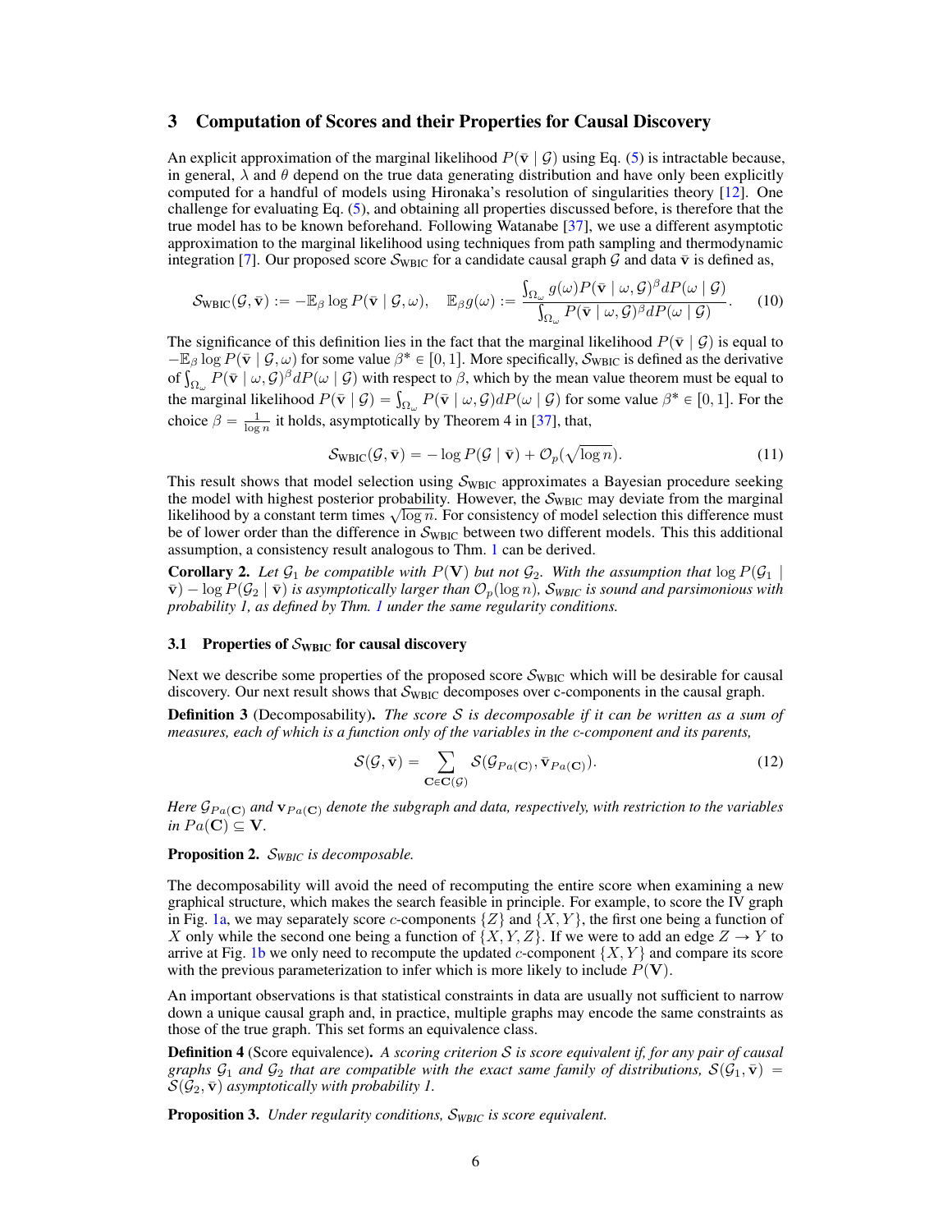## 3 Computation of Scores and their Properties for Causal Discovery

An explicit approximation of the marginal likelihood $P(\bar{\mathbf{v}} \mid \mathcal{G})$ using Eq. (5) is intractable because, in general, $\lambda$ and $\theta$ depend on the true data generating distribution and have only been explicitly computed for a handful of models using Hironaka's resolution of singularities theory [12]. One challenge for evaluating Eq. (5), and obtaining all properties discussed before, is therefore that the true model has to be known beforehand. Following Watanabe [37], we use a different asymptotic approximation to the marginal likelihood using techniques from path sampling and thermodynamic integration [7]. Our proposed score $\mathcal{S}_{\text{WBIC}}$ for a candidate causal graph $\mathcal{G}$ and data $\bar{\mathbf{v}}$ is defined as,

$$\mathcal{S}_{\text{WBIC}}(\mathcal{G}, \bar{\mathbf{v}}) := -\mathbb{E}_\beta \log P(\bar{\mathbf{v}} \mid \mathcal{G}, \omega), \quad \mathbb{E}_\beta g(\omega) := \frac{\int_{\Omega_\omega} g(\omega) P(\bar{\mathbf{v}} \mid \omega, \mathcal{G})^\beta dP(\omega \mid \mathcal{G})}{\int_{\Omega_\omega} P(\bar{\mathbf{v}} \mid \omega, \mathcal{G})^\beta dP(\omega \mid \mathcal{G})}. \tag{10}$$

The significance of this definition lies in the fact that the marginal likelihood $P(\bar{\mathbf{v}} \mid \mathcal{G})$ is equal to $-\mathbb{E}_\beta \log P(\bar{\mathbf{v}} \mid \mathcal{G}, \omega)$ for some value $\beta^* \in [0, 1]$. More specifically, $\mathcal{S}_{\text{WBIC}}$ is defined as the derivative of $\int_{\Omega_\omega} P(\bar{\mathbf{v}} \mid \omega, \mathcal{G})^\beta dP(\omega \mid \mathcal{G})$ with respect to $\beta$, which by the mean value theorem must be equal to the marginal likelihood $P(\bar{\mathbf{v}} \mid \mathcal{G}) = \int_{\Omega_\omega} P(\bar{\mathbf{v}} \mid \omega, \mathcal{G}) dP(\omega \mid \mathcal{G})$ for some value $\beta^* \in [0, 1]$. For the choice $\beta = \frac{1}{\log n}$ it holds, asymptotically by Theorem 4 in [37], that,

$$\mathcal{S}_{\text{WBIC}}(\mathcal{G}, \bar{\mathbf{v}}) = -\log P(\mathcal{G} \mid \bar{\mathbf{v}}) + \mathcal{O}_p(\sqrt{\log n}). \tag{11}$$

This result shows that model selection using $\mathcal{S}_{\text{WBIC}}$ approximates a Bayesian procedure seeking the model with highest posterior probability. However, the $\mathcal{S}_{\text{WBIC}}$ may deviate from the marginal likelihood by a constant term times $\sqrt{\log n}$. For consistency of model selection this difference must be of lower order than the difference in $\mathcal{S}_{\text{WBIC}}$ between two different models. This this additional assumption, a consistency result analogous to Thm. 1 can be derived.

**Corollary 2.** *Let $\mathcal{G}_1$ be compatible with $P(\mathbf{V})$ but not $\mathcal{G}_2$. With the assumption that $\log P(\mathcal{G}_1 \mid \bar{\mathbf{v}}) - \log P(\mathcal{G}_2 \mid \bar{\mathbf{v}})$ is asymptotically larger than $\mathcal{O}_p(\log n)$, $\mathcal{S}_{WBIC}$ is sound and parsimonious with probability 1, as defined by Thm. 1 under the same regularity conditions.*

### 3.1 Properties of $\mathcal{S}_{\text{WBIC}}$ for causal discovery

Next we describe some properties of the proposed score $\mathcal{S}_{\text{WBIC}}$ which will be desirable for causal discovery. Our next result shows that $\mathcal{S}_{\text{WBIC}}$ decomposes over c-components in the causal graph.

**Definition 3** (Decomposability). *The score $\mathcal{S}$ is decomposable if it can be written as a sum of measures, each of which is a function only of the variables in the c-component and its parents,*

$$\mathcal{S}(\mathcal{G}, \bar{\mathbf{v}}) = \sum_{\mathbf{C} \in \mathbf{C}(\mathcal{G})} \mathcal{S}(\mathcal{G}_{Pa(\mathbf{C})}, \bar{\mathbf{v}}_{Pa(\mathbf{C})}). \tag{12}$$

*Here $\mathcal{G}_{Pa(\mathbf{C})}$ and $\mathbf{v}_{Pa(\mathbf{C})}$ denote the subgraph and data, respectively, with restriction to the variables in $Pa(\mathbf{C}) \subseteq \mathbf{V}$.*

**Proposition 2.** *$\mathcal{S}_{WBIC}$ is decomposable.*

The decomposability will avoid the need of recomputing the entire score when examining a new graphical structure, which makes the search feasible in principle. For example, to score the IV graph in Fig. 1a, we may separately score $c$-components $\{Z\}$ and $\{X, Y\}$, the first one being a function of $X$ only while the second one being a function of $\{X, Y, Z\}$. If we were to add an edge $Z \to Y$ to arrive at Fig. 1b we only need to recompute the updated $c$-component $\{X, Y\}$ and compare its score with the previous parameterization to infer which is more likely to include $P(\mathbf{V})$.

An important observations is that statistical constraints in data are usually not sufficient to narrow down a unique causal graph and, in practice, multiple graphs may encode the same constraints as those of the true graph. This set forms an equivalence class.

**Definition 4** (Score equivalence). *A scoring criterion $\mathcal{S}$ is score equivalent if, for any pair of causal graphs $\mathcal{G}_1$ and $\mathcal{G}_2$ that are compatible with the exact same family of distributions, $\mathcal{S}(\mathcal{G}_1, \bar{\mathbf{v}}) = \mathcal{S}(\mathcal{G}_2, \bar{\mathbf{v}})$ asymptotically with probability 1.*

**Proposition 3.** *Under regularity conditions, $\mathcal{S}_{WBIC}$ is score equivalent.*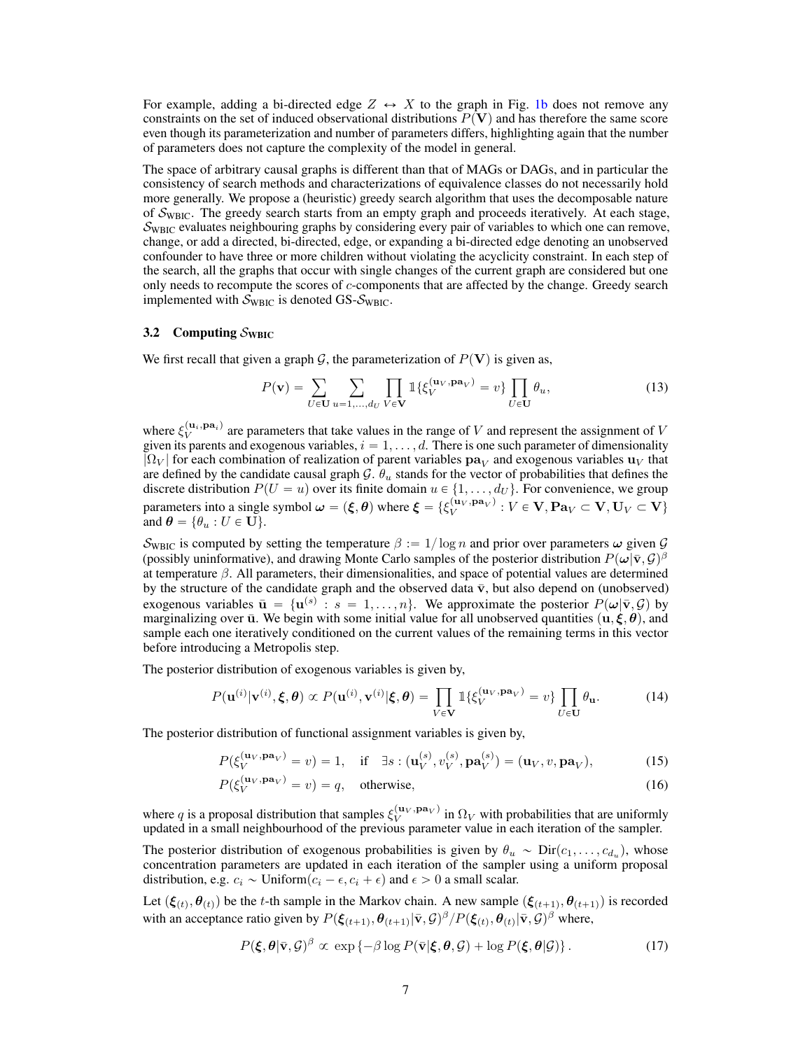For example, adding a bi-directed edge $Z \leftrightarrow X$ to the graph in Fig. 1b does not remove any constraints on the set of induced observational distributions $P(\mathbf{V})$ and has therefore the same score even though its parameterization and number of parameters differs, highlighting again that the number of parameters does not capture the complexity of the model in general.

The space of arbitrary causal graphs is different than that of MAGs or DAGs, and in particular the consistency of search methods and characterizations of equivalence classes do not necessarily hold more generally. We propose a (heuristic) greedy search algorithm that uses the decomposable nature of $\mathcal{S}_{\text{WBIC}}$. The greedy search starts from an empty graph and proceeds iteratively. At each stage, $\mathcal{S}_{\text{WBIC}}$ evaluates neighbouring graphs by considering every pair of variables to which one can remove, change, or add a directed, bi-directed, edge, or expanding a bi-directed edge denoting an unobserved confounder to have three or more children without violating the acyclicity constraint. In each step of the search, all the graphs that occur with single changes of the current graph are considered but one only needs to recompute the scores of $c$-components that are affected by the change. Greedy search implemented with $\mathcal{S}_{\text{WBIC}}$ is denoted GS-$\mathcal{S}_{\text{WBIC}}$.

### 3.2 Computing $\mathcal{S}_{\text{WBIC}}$

We first recall that given a graph $\mathcal{G}$, the parameterization of $P(\mathbf{V})$ is given as,

$$P(\mathbf{v}) = \sum_{U \in \mathbf{U}} \sum_{u=1,\dots,d_U} \prod_{V \in \mathbf{V}} \mathbb{1}\{\xi_V^{(\mathbf{u}_V, \mathbf{pa}_V)} = v\} \prod_{U \in \mathbf{U}} \theta_u, \tag{13}$$

where $\xi_V^{(\mathbf{u}_i, \mathbf{pa}_i)}$ are parameters that take values in the range of $V$ and represent the assignment of $V$ given its parents and exogenous variables, $i = 1, \dots, d$. There is one such parameter of dimensionality $|\Omega_V|$ for each combination of realization of parent variables $\mathbf{pa}_V$ and exogenous variables $\mathbf{u}_V$ that are defined by the candidate causal graph $\mathcal{G}$. $\theta_u$ stands for the vector of probabilities that defines the discrete distribution $P(U = u)$ over its finite domain $u \in \{1, \dots, d_U\}$. For convenience, we group parameters into a single symbol $\boldsymbol{\omega} = (\boldsymbol{\xi}, \boldsymbol{\theta})$ where $\boldsymbol{\xi} = \{\xi_V^{(\mathbf{u}_V, \mathbf{pa}_V)} : V \in \mathbf{V}, \mathbf{Pa}_V \subset \mathbf{V}, \mathbf{U}_V \subset \mathbf{V}\}$ and $\boldsymbol{\theta} = \{\theta_u : U \in \mathbf{U}\}$.

$\mathcal{S}_{\text{WBIC}}$ is computed by setting the temperature $\beta := 1/\log n$ and prior over parameters $\boldsymbol{\omega}$ given $\mathcal{G}$ (possibly uninformative), and drawing Monte Carlo samples of the posterior distribution $P(\boldsymbol{\omega}|\bar{\mathbf{v}}, \mathcal{G})^\beta$ at temperature $\beta$. All parameters, their dimensionalities, and space of potential values are determined by the structure of the candidate graph and the observed data $\bar{\mathbf{v}}$, but also depend on (unobserved) exogenous variables $\bar{\mathbf{u}} = \{\mathbf{u}^{(s)} : s = 1, \dots, n\}$. We approximate the posterior $P(\boldsymbol{\omega}|\bar{\mathbf{v}}, \mathcal{G})$ by marginalizing over $\bar{\mathbf{u}}$. We begin with some initial value for all unobserved quantities $(\mathbf{u}, \boldsymbol{\xi}, \boldsymbol{\theta})$, and sample each one iteratively conditioned on the current values of the remaining terms in this vector before introducing a Metropolis step.

The posterior distribution of exogenous variables is given by,

$$P(\mathbf{u}^{(i)}|\mathbf{v}^{(i)}, \boldsymbol{\xi}, \boldsymbol{\theta}) \propto P(\mathbf{u}^{(i)}, \mathbf{v}^{(i)}|\boldsymbol{\xi}, \boldsymbol{\theta}) = \prod_{V \in \mathbf{V}} \mathbb{1}\{\xi_V^{(\mathbf{u}_V, \mathbf{pa}_V)} = v\} \prod_{U \in \mathbf{U}} \theta_{\mathbf{u}}. \tag{14}$$

The posterior distribution of functional assignment variables is given by,

$$P(\xi_V^{(\mathbf{u}_V, \mathbf{pa}_V)} = v) = 1, \quad \text{if} \quad \exists s : (\mathbf{u}_V^{(s)}, v_V^{(s)}, \mathbf{pa}_V^{(s)}) = (\mathbf{u}_V, v, \mathbf{pa}_V), \tag{15}$$

$$P(\xi_V^{(\mathbf{u}_V, \mathbf{pa}_V)} = v) = q, \quad \text{otherwise}, \tag{16}$$

where $q$ is a proposal distribution that samples $\xi_V^{(\mathbf{u}_V, \mathbf{pa}_V)}$ in $\Omega_V$ with probabilities that are uniformly updated in a small neighbourhood of the previous parameter value in each iteration of the sampler.

The posterior distribution of exogenous probabilities is given by $\theta_u \sim \text{Dir}(c_1, \dots, c_{d_u})$, whose concentration parameters are updated in each iteration of the sampler using a uniform proposal distribution, e.g. $c_i \sim \text{Uniform}(c_i - \epsilon, c_i + \epsilon)$ and $\epsilon > 0$ a small scalar.

Let $(\boldsymbol{\xi}_{(t)}, \boldsymbol{\theta}_{(t)})$ be the $t$-th sample in the Markov chain. A new sample $(\boldsymbol{\xi}_{(t+1)}, \boldsymbol{\theta}_{(t+1)})$ is recorded with an acceptance ratio given by $P(\boldsymbol{\xi}_{(t+1)}, \boldsymbol{\theta}_{(t+1)}|\bar{\mathbf{v}}, \mathcal{G})^\beta / P(\boldsymbol{\xi}_{(t)}, \boldsymbol{\theta}_{(t)}|\bar{\mathbf{v}}, \mathcal{G})^\beta$ where,

$$P(\boldsymbol{\xi}, \boldsymbol{\theta}|\bar{\mathbf{v}}, \mathcal{G})^\beta \propto \exp\{-\beta \log P(\bar{\mathbf{v}}|\boldsymbol{\xi}, \boldsymbol{\theta}, \mathcal{G}) + \log P(\boldsymbol{\xi}, \boldsymbol{\theta}|\mathcal{G})\}. \tag{17}$$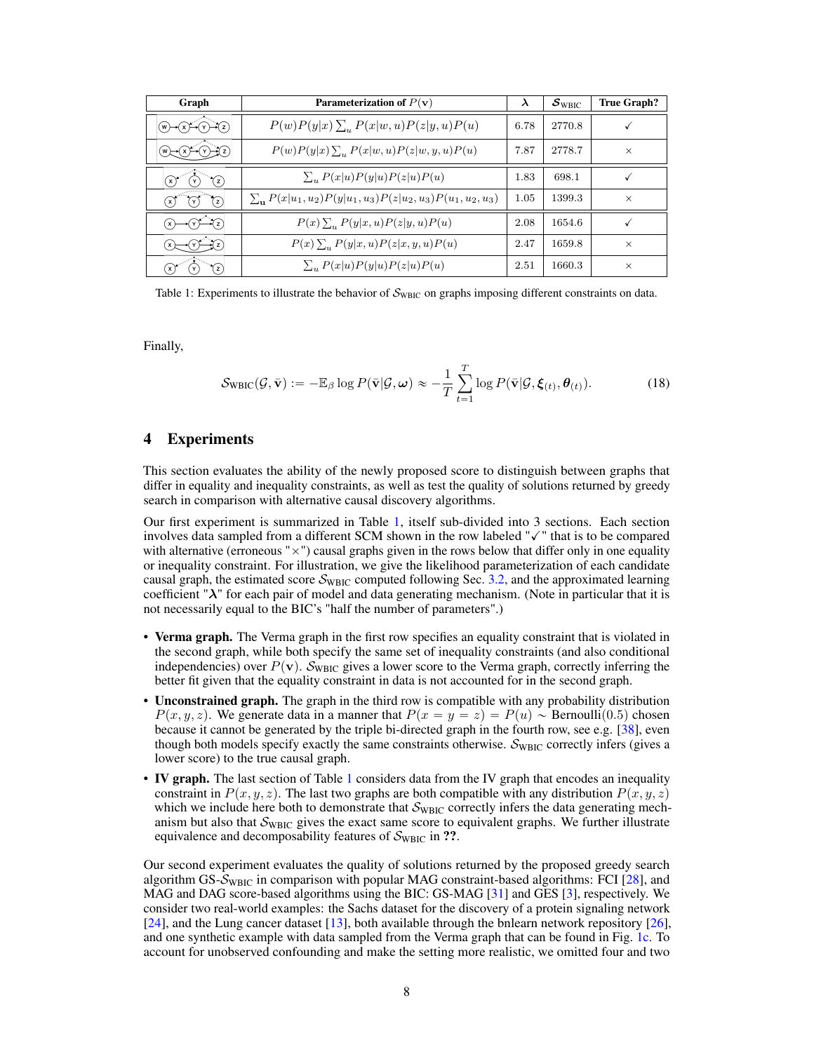| Graph | Parameterization of $P(\mathbf{v})$ | $\boldsymbol{\lambda}$ | $\mathcal{S}_{\text{WBIC}}$ | True Graph? |
|---|---|---|---|---|
| W → X → Y → Z | $P(w)P(y\|x)\sum_u P(x\|w,u)P(z\|y,u)P(u)$ | 6.78 | 2770.8 | ✓ |
| W → X → Y → Z | $P(w)P(y\|x)\sum_u P(x\|w,u)P(z\|w,y,u)P(u)$ | 7.87 | 2778.7 | × |
| X Y Z | $\sum_u P(x\|u)P(y\|u)P(z\|u)P(u)$ | 1.83 | 698.1 | ✓ |
| X Y Z | $\sum_{\mathbf{u}} P(x\|u_1,u_2)P(y\|u_1,u_3)P(z\|u_2,u_3)P(u_1,u_2,u_3)$ | 1.05 | 1399.3 | × |
| X → Y → Z | $P(x)\sum_u P(y\|x,u)P(z\|y,u)P(u)$ | 2.08 | 1654.6 | ✓ |
| X → Y → Z | $P(x)\sum_u P(y\|x,u)P(z\|x,y,u)P(u)$ | 2.47 | 1659.8 | × |
| X Y Z | $\sum_u P(x\|u)P(y\|u)P(z\|u)P(u)$ | 2.51 | 1660.3 | × |

Table 1: Experiments to illustrate the behavior of $\mathcal{S}_{\text{WBIC}}$ on graphs imposing different constraints on data.

Finally,

$$\mathcal{S}_{\text{WBIC}}(\mathcal{G}, \bar{\mathbf{v}}) := -\mathbb{E}_\beta \log P(\bar{\mathbf{v}}|\mathcal{G}, \boldsymbol{\omega}) \approx -\frac{1}{T}\sum_{t=1}^{T} \log P(\bar{\mathbf{v}}|\mathcal{G}, \boldsymbol{\xi}_{(t)}, \boldsymbol{\theta}_{(t)}). \tag{18}$$

## 4 Experiments

This section evaluates the ability of the newly proposed score to distinguish between graphs that differ in equality and inequality constraints, as well as test the quality of solutions returned by greedy search in comparison with alternative causal discovery algorithms.

Our first experiment is summarized in Table 1, itself sub-divided into 3 sections. Each section involves data sampled from a different SCM shown in the row labeled "✓" that is to be compared with alternative (erroneous "×") causal graphs given in the rows below that differ only in one equality or inequality constraint. For illustration, we give the likelihood parameterization of each candidate causal graph, the estimated score $\mathcal{S}_{\text{WBIC}}$ computed following Sec. 3.2, and the approximated learning coefficient "$\boldsymbol{\lambda}$" for each pair of model and data generating mechanism. (Note in particular that it is not necessarily equal to the BIC's "half the number of parameters".)

- **Verma graph.** The Verma graph in the first row specifies an equality constraint that is violated in the second graph, while both specify the same set of inequality constraints (and also conditional independencies) over $P(\mathbf{v})$. $\mathcal{S}_{\text{WBIC}}$ gives a lower score to the Verma graph, correctly inferring the better fit given that the equality constraint in data is not accounted for in the second graph.
- **Unconstrained graph.** The graph in the third row is compatible with any probability distribution $P(x, y, z)$. We generate data in a manner that $P(x = y = z) = P(u) \sim \text{Bernoulli}(0.5)$ chosen because it cannot be generated by the triple bi-directed graph in the fourth row, see e.g. [38], even though both models specify exactly the same constraints otherwise. $\mathcal{S}_{\text{WBIC}}$ correctly infers (gives a lower score) to the true causal graph.
- **IV graph.** The last section of Table 1 considers data from the IV graph that encodes an inequality constraint in $P(x, y, z)$. The last two graphs are both compatible with any distribution $P(x, y, z)$ which we include here both to demonstrate that $\mathcal{S}_{\text{WBIC}}$ correctly infers the data generating mechanism but also that $\mathcal{S}_{\text{WBIC}}$ gives the exact same score to equivalent graphs. We further illustrate equivalence and decomposability features of $\mathcal{S}_{\text{WBIC}}$ in **??**.

Our second experiment evaluates the quality of solutions returned by the proposed greedy search algorithm GS-$\mathcal{S}_{\text{WBIC}}$ in comparison with popular MAG constraint-based algorithms: FCI [28], and MAG and DAG score-based algorithms using the BIC: GS-MAG [31] and GES [3], respectively. We consider two real-world examples: the Sachs dataset for the discovery of a protein signaling network [24], and the Lung cancer dataset [13], both available through the bnlearn network repository [26], and one synthetic example with data sampled from the Verma graph that can be found in Fig. 1c. To account for unobserved confounding and make the setting more realistic, we omitted four and two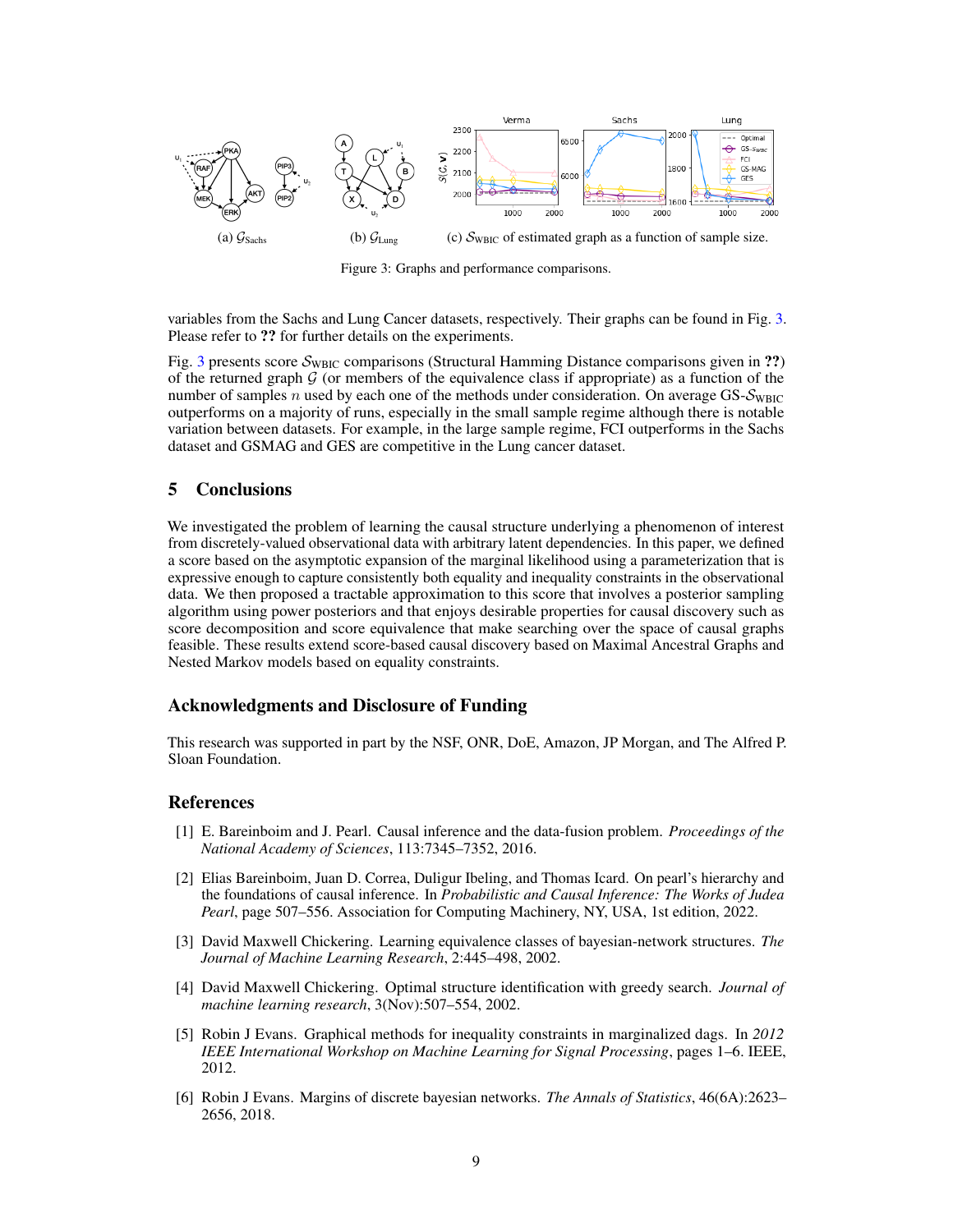(a) $\mathcal{G}_{\text{Sachs}}$ (b) $\mathcal{G}_{\text{Lung}}$ (c) $\mathcal{S}_{\text{WBIC}}$ of estimated graph as a function of sample size.

Figure 3: Graphs and performance comparisons.

variables from the Sachs and Lung Cancer datasets, respectively. Their graphs can be found in Fig. 3. Please refer to **??** for further details on the experiments.

Fig. 3 presents score $\mathcal{S}_{\text{WBIC}}$ comparisons (Structural Hamming Distance comparisons given in **??**) of the returned graph $\mathcal{G}$ (or members of the equivalence class if appropriate) as a function of the number of samples $n$ used by each one of the methods under consideration. On average GS-$\mathcal{S}_{\text{WBIC}}$ outperforms on a majority of runs, especially in the small sample regime although there is notable variation between datasets. For example, in the large sample regime, FCI outperforms in the Sachs dataset and GSMAG and GES are competitive in the Lung cancer dataset.

## 5 Conclusions

We investigated the problem of learning the causal structure underlying a phenomenon of interest from discretely-valued observational data with arbitrary latent dependencies. In this paper, we defined a score based on the asymptotic expansion of the marginal likelihood using a parameterization that is expressive enough to capture consistently both equality and inequality constraints in the observational data. We then proposed a tractable approximation to this score that involves a posterior sampling algorithm using power posteriors and that enjoys desirable properties for causal discovery such as score decomposition and score equivalence that make searching over the space of causal graphs feasible. These results extend score-based causal discovery based on Maximal Ancestral Graphs and Nested Markov models based on equality constraints.

### Acknowledgments and Disclosure of Funding

This research was supported in part by the NSF, ONR, DoE, Amazon, JP Morgan, and The Alfred P. Sloan Foundation.

## References

[1] E. Bareinboim and J. Pearl. Causal inference and the data-fusion problem. *Proceedings of the National Academy of Sciences*, 113:7345–7352, 2016.

[2] Elias Bareinboim, Juan D. Correa, Duligur Ibeling, and Thomas Icard. On pearl's hierarchy and the foundations of causal inference. In *Probabilistic and Causal Inference: The Works of Judea Pearl*, page 507–556. Association for Computing Machinery, NY, USA, 1st edition, 2022.

[3] David Maxwell Chickering. Learning equivalence classes of bayesian-network structures. *The Journal of Machine Learning Research*, 2:445–498, 2002.

[4] David Maxwell Chickering. Optimal structure identification with greedy search. *Journal of machine learning research*, 3(Nov):507–554, 2002.

[5] Robin J Evans. Graphical methods for inequality constraints in marginalized dags. In *2012 IEEE International Workshop on Machine Learning for Signal Processing*, pages 1–6. IEEE, 2012.

[6] Robin J Evans. Margins of discrete bayesian networks. *The Annals of Statistics*, 46(6A):2623–2656, 2018.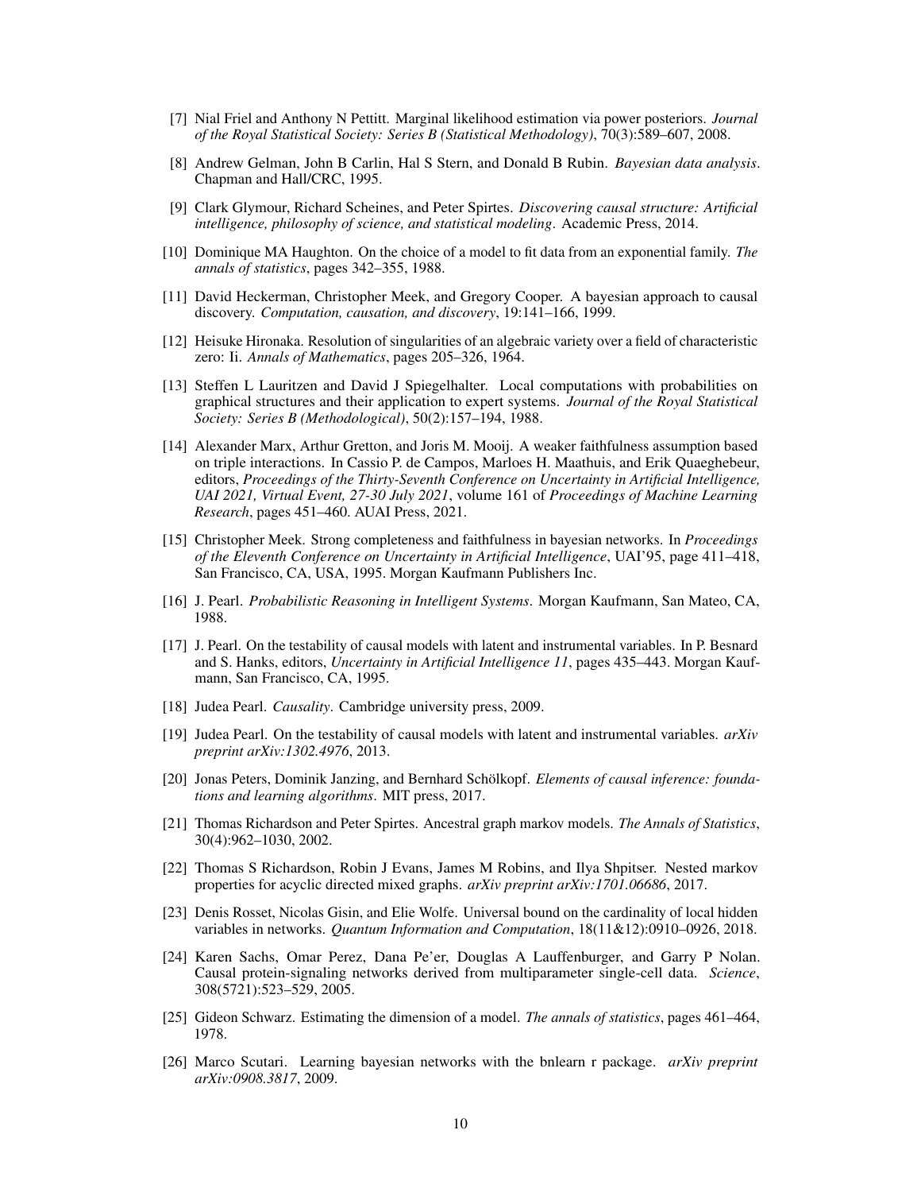[7] Nial Friel and Anthony N Pettitt. Marginal likelihood estimation via power posteriors. *Journal of the Royal Statistical Society: Series B (Statistical Methodology)*, 70(3):589–607, 2008.

[8] Andrew Gelman, John B Carlin, Hal S Stern, and Donald B Rubin. *Bayesian data analysis*. Chapman and Hall/CRC, 1995.

[9] Clark Glymour, Richard Scheines, and Peter Spirtes. *Discovering causal structure: Artificial intelligence, philosophy of science, and statistical modeling*. Academic Press, 2014.

[10] Dominique MA Haughton. On the choice of a model to fit data from an exponential family. *The annals of statistics*, pages 342–355, 1988.

[11] David Heckerman, Christopher Meek, and Gregory Cooper. A bayesian approach to causal discovery. *Computation, causation, and discovery*, 19:141–166, 1999.

[12] Heisuke Hironaka. Resolution of singularities of an algebraic variety over a field of characteristic zero: Ii. *Annals of Mathematics*, pages 205–326, 1964.

[13] Steffen L Lauritzen and David J Spiegelhalter. Local computations with probabilities on graphical structures and their application to expert systems. *Journal of the Royal Statistical Society: Series B (Methodological)*, 50(2):157–194, 1988.

[14] Alexander Marx, Arthur Gretton, and Joris M. Mooij. A weaker faithfulness assumption based on triple interactions. In Cassio P. de Campos, Marloes H. Maathuis, and Erik Quaeghebeur, editors, *Proceedings of the Thirty-Seventh Conference on Uncertainty in Artificial Intelligence, UAI 2021, Virtual Event, 27-30 July 2021*, volume 161 of *Proceedings of Machine Learning Research*, pages 451–460. AUAI Press, 2021.

[15] Christopher Meek. Strong completeness and faithfulness in bayesian networks. In *Proceedings of the Eleventh Conference on Uncertainty in Artificial Intelligence*, UAI'95, page 411–418, San Francisco, CA, USA, 1995. Morgan Kaufmann Publishers Inc.

[16] J. Pearl. *Probabilistic Reasoning in Intelligent Systems*. Morgan Kaufmann, San Mateo, CA, 1988.

[17] J. Pearl. On the testability of causal models with latent and instrumental variables. In P. Besnard and S. Hanks, editors, *Uncertainty in Artificial Intelligence 11*, pages 435–443. Morgan Kaufmann, San Francisco, CA, 1995.

[18] Judea Pearl. *Causality*. Cambridge university press, 2009.

[19] Judea Pearl. On the testability of causal models with latent and instrumental variables. *arXiv preprint arXiv:1302.4976*, 2013.

[20] Jonas Peters, Dominik Janzing, and Bernhard Schölkopf. *Elements of causal inference: foundations and learning algorithms*. MIT press, 2017.

[21] Thomas Richardson and Peter Spirtes. Ancestral graph markov models. *The Annals of Statistics*, 30(4):962–1030, 2002.

[22] Thomas S Richardson, Robin J Evans, James M Robins, and Ilya Shpitser. Nested markov properties for acyclic directed mixed graphs. *arXiv preprint arXiv:1701.06686*, 2017.

[23] Denis Rosset, Nicolas Gisin, and Elie Wolfe. Universal bound on the cardinality of local hidden variables in networks. *Quantum Information and Computation*, 18(11&12):0910–0926, 2018.

[24] Karen Sachs, Omar Perez, Dana Pe'er, Douglas A Lauffenburger, and Garry P Nolan. Causal protein-signaling networks derived from multiparameter single-cell data. *Science*, 308(5721):523–529, 2005.

[25] Gideon Schwarz. Estimating the dimension of a model. *The annals of statistics*, pages 461–464, 1978.

[26] Marco Scutari. Learning bayesian networks with the bnlearn r package. *arXiv preprint arXiv:0908.3817*, 2009.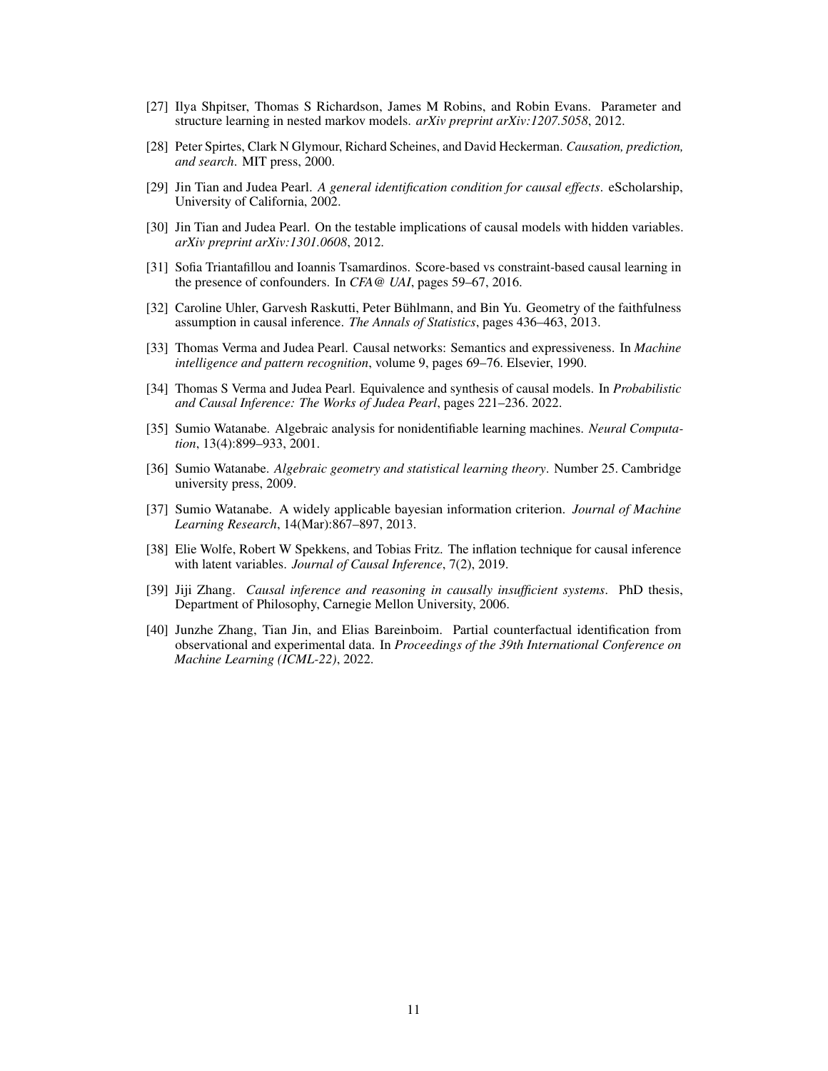[27] Ilya Shpitser, Thomas S Richardson, James M Robins, and Robin Evans. Parameter and structure learning in nested markov models. *arXiv preprint arXiv:1207.5058*, 2012.

[28] Peter Spirtes, Clark N Glymour, Richard Scheines, and David Heckerman. *Causation, prediction, and search*. MIT press, 2000.

[29] Jin Tian and Judea Pearl. *A general identification condition for causal effects*. eScholarship, University of California, 2002.

[30] Jin Tian and Judea Pearl. On the testable implications of causal models with hidden variables. *arXiv preprint arXiv:1301.0608*, 2012.

[31] Sofia Triantafillou and Ioannis Tsamardinos. Score-based vs constraint-based causal learning in the presence of confounders. In *CFA@ UAI*, pages 59–67, 2016.

[32] Caroline Uhler, Garvesh Raskutti, Peter Bühlmann, and Bin Yu. Geometry of the faithfulness assumption in causal inference. *The Annals of Statistics*, pages 436–463, 2013.

[33] Thomas Verma and Judea Pearl. Causal networks: Semantics and expressiveness. In *Machine intelligence and pattern recognition*, volume 9, pages 69–76. Elsevier, 1990.

[34] Thomas S Verma and Judea Pearl. Equivalence and synthesis of causal models. In *Probabilistic and Causal Inference: The Works of Judea Pearl*, pages 221–236. 2022.

[35] Sumio Watanabe. Algebraic analysis for nonidentifiable learning machines. *Neural Computation*, 13(4):899–933, 2001.

[36] Sumio Watanabe. *Algebraic geometry and statistical learning theory*. Number 25. Cambridge university press, 2009.

[37] Sumio Watanabe. A widely applicable bayesian information criterion. *Journal of Machine Learning Research*, 14(Mar):867–897, 2013.

[38] Elie Wolfe, Robert W Spekkens, and Tobias Fritz. The inflation technique for causal inference with latent variables. *Journal of Causal Inference*, 7(2), 2019.

[39] Jiji Zhang. *Causal inference and reasoning in causally insufficient systems*. PhD thesis, Department of Philosophy, Carnegie Mellon University, 2006.

[40] Junzhe Zhang, Tian Jin, and Elias Bareinboim. Partial counterfactual identification from observational and experimental data. In *Proceedings of the 39th International Conference on Machine Learning (ICML-22)*, 2022.